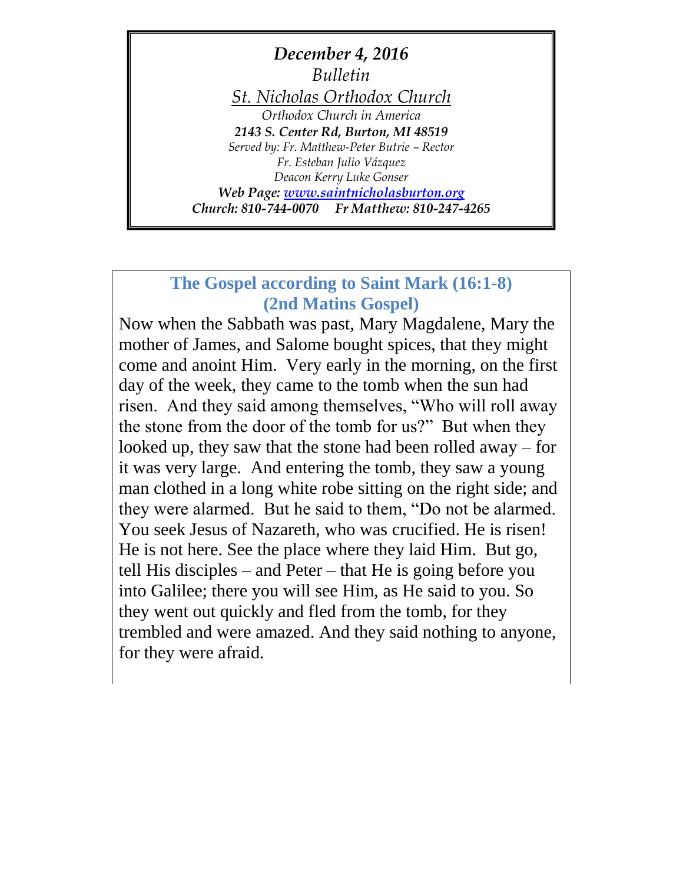***December 4, 2016***

*Bulletin*

*St. Nicholas Orthodox Church*

*Orthodox Church in America*

***2143 S. Center Rd, Burton, MI 48519***

*Served by: Fr. Matthew-Peter Butrie – Rector*

*Fr. Esteban Julio Vázquez*

*Deacon Kerry Luke Gonser*

***Web Page: [www.saintnicholasburton.org](http://www.saintnicholasburton.org)***

***Church: 810-744-0070 Fr Matthew: 810-247-4265***

## The Gospel according to Saint Mark (16:1-8) (2nd Matins Gospel)

Now when the Sabbath was past, Mary Magdalene, Mary the mother of James, and Salome bought spices, that they might come and anoint Him. Very early in the morning, on the first day of the week, they came to the tomb when the sun had risen. And they said among themselves, "Who will roll away the stone from the door of the tomb for us?" But when they looked up, they saw that the stone had been rolled away – for it was very large. And entering the tomb, they saw a young man clothed in a long white robe sitting on the right side; and they were alarmed. But he said to them, "Do not be alarmed. You seek Jesus of Nazareth, who was crucified. He is risen! He is not here. See the place where they laid Him. But go, tell His disciples – and Peter – that He is going before you into Galilee; there you will see Him, as He said to you. So they went out quickly and fled from the tomb, for they trembled and were amazed. And they said nothing to anyone, for they were afraid.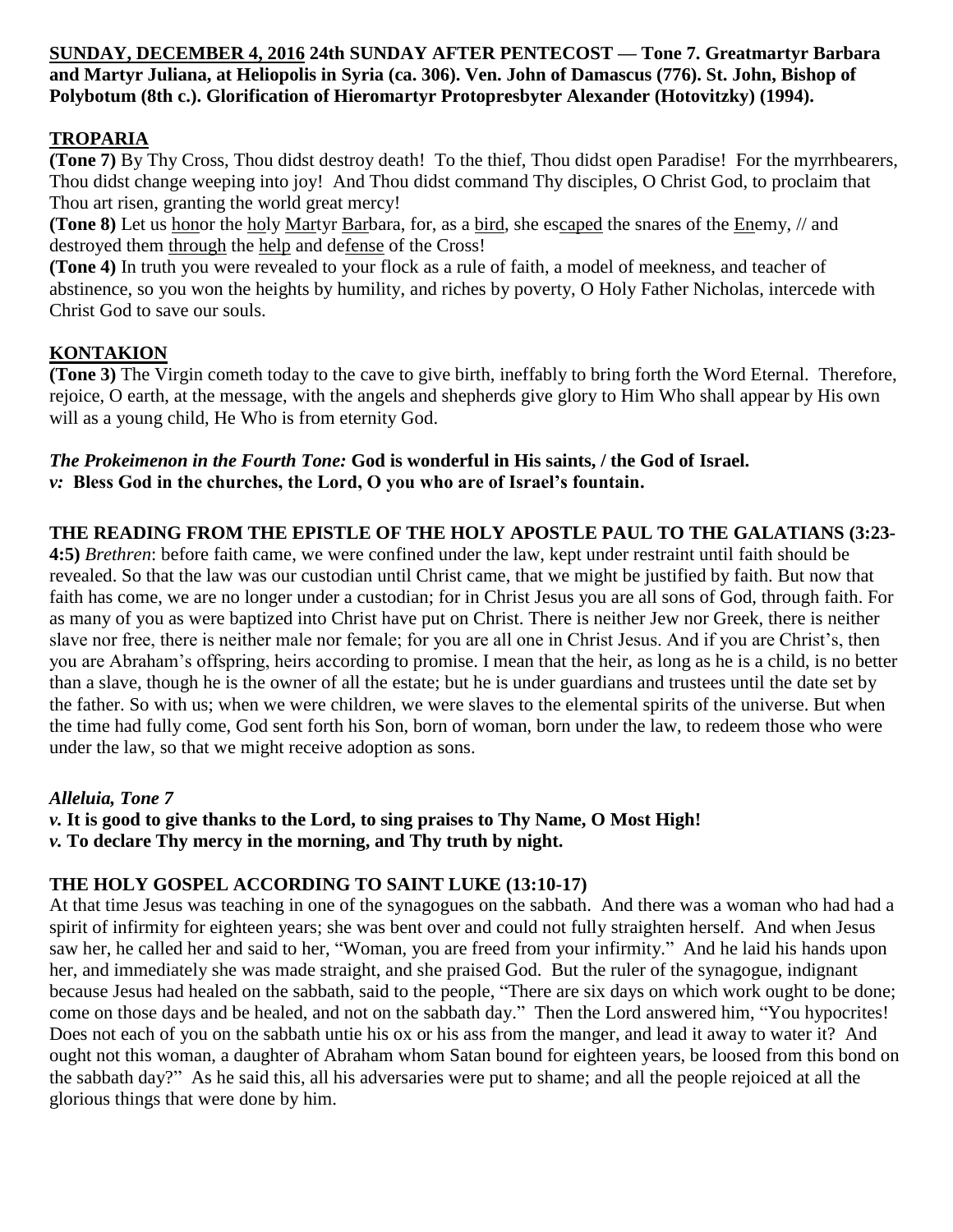**SUNDAY, DECEMBER 4, 2016 24th SUNDAY AFTER PENTECOST — Tone 7. Greatmartyr Barbara and Martyr Juliana, at Heliopolis in Syria (ca. 306). Ven. John of Damascus (776). St. John, Bishop of Polybotum (8th c.). Glorification of Hieromartyr Protopresbyter Alexander (Hotovitzky) (1994).**

## TROPARIA

**(Tone 7)** By Thy Cross, Thou didst destroy death! To the thief, Thou didst open Paradise! For the myrrhbearers, Thou didst change weeping into joy! And Thou didst command Thy disciples, O Christ God, to proclaim that Thou art risen, granting the world great mercy!

**(Tone 8)** Let us honor the holy Martyr Barbara, for, as a bird, she escaped the snares of the Enemy, // and destroyed them through the help and defense of the Cross!

**(Tone 4)** In truth you were revealed to your flock as a rule of faith, a model of meekness, and teacher of abstinence, so you won the heights by humility, and riches by poverty, O Holy Father Nicholas, intercede with Christ God to save our souls.

## KONTAKION

**(Tone 3)** The Virgin cometh today to the cave to give birth, ineffably to bring forth the Word Eternal. Therefore, rejoice, O earth, at the message, with the angels and shepherds give glory to Him Who shall appear by His own will as a young child, He Who is from eternity God.

***The Prokeimenon in the Fourth Tone:*** **God is wonderful in His saints, / the God of Israel.**
***v:*** **Bless God in the churches, the Lord, O you who are of Israel's fountain.**

**THE READING FROM THE EPISTLE OF THE HOLY APOSTLE PAUL TO THE GALATIANS (3:23-4:5)** *Brethren*: before faith came, we were confined under the law, kept under restraint until faith should be revealed. So that the law was our custodian until Christ came, that we might be justified by faith. But now that faith has come, we are no longer under a custodian; for in Christ Jesus you are all sons of God, through faith. For as many of you as were baptized into Christ have put on Christ. There is neither Jew nor Greek, there is neither slave nor free, there is neither male nor female; for you are all one in Christ Jesus. And if you are Christ's, then you are Abraham's offspring, heirs according to promise. I mean that the heir, as long as he is a child, is no better than a slave, though he is the owner of all the estate; but he is under guardians and trustees until the date set by the father. So with us; when we were children, we were slaves to the elemental spirits of the universe. But when the time had fully come, God sent forth his Son, born of woman, born under the law, to redeem those who were under the law, so that we might receive adoption as sons.

***Alleluia, Tone 7***
***v.*** **It is good to give thanks to the Lord, to sing praises to Thy Name, O Most High!**
***v.*** **To declare Thy mercy in the morning, and Thy truth by night.**

**THE HOLY GOSPEL ACCORDING TO SAINT LUKE (13:10-17)**
At that time Jesus was teaching in one of the synagogues on the sabbath. And there was a woman who had had a spirit of infirmity for eighteen years; she was bent over and could not fully straighten herself. And when Jesus saw her, he called her and said to her, "Woman, you are freed from your infirmity." And he laid his hands upon her, and immediately she was made straight, and she praised God. But the ruler of the synagogue, indignant because Jesus had healed on the sabbath, said to the people, "There are six days on which work ought to be done; come on those days and be healed, and not on the sabbath day." Then the Lord answered him, "You hypocrites! Does not each of you on the sabbath untie his ox or his ass from the manger, and lead it away to water it? And ought not this woman, a daughter of Abraham whom Satan bound for eighteen years, be loosed from this bond on the sabbath day?" As he said this, all his adversaries were put to shame; and all the people rejoiced at all the glorious things that were done by him.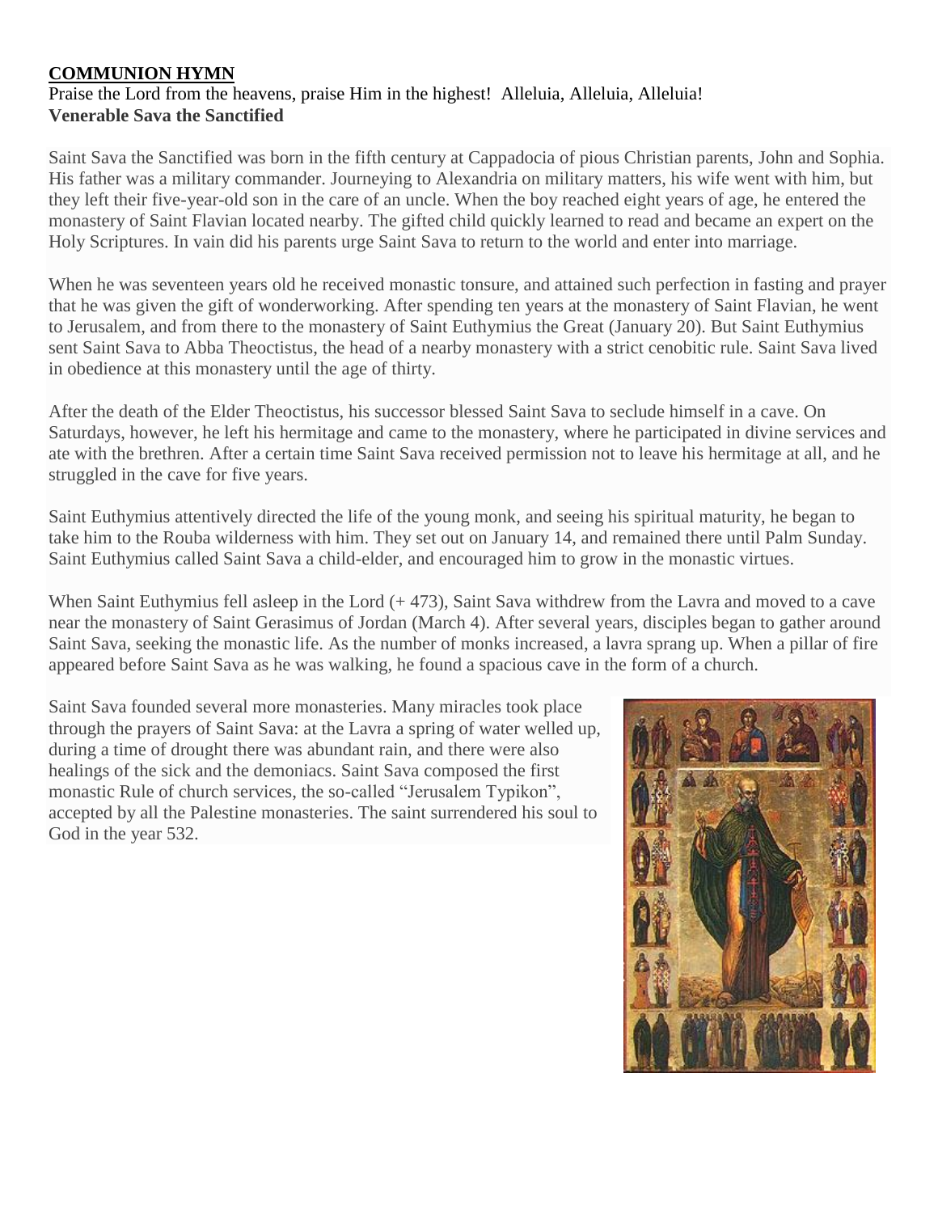**COMMUNION HYMN**

Praise the Lord from the heavens, praise Him in the highest! Alleluia, Alleluia, Alleluia!

**Venerable Sava the Sanctified**

Saint Sava the Sanctified was born in the fifth century at Cappadocia of pious Christian parents, John and Sophia. His father was a military commander. Journeying to Alexandria on military matters, his wife went with him, but they left their five-year-old son in the care of an uncle. When the boy reached eight years of age, he entered the monastery of Saint Flavian located nearby. The gifted child quickly learned to read and became an expert on the Holy Scriptures. In vain did his parents urge Saint Sava to return to the world and enter into marriage.

When he was seventeen years old he received monastic tonsure, and attained such perfection in fasting and prayer that he was given the gift of wonderworking. After spending ten years at the monastery of Saint Flavian, he went to Jerusalem, and from there to the monastery of Saint Euthymius the Great (January 20). But Saint Euthymius sent Saint Sava to Abba Theoctistus, the head of a nearby monastery with a strict cenobitic rule. Saint Sava lived in obedience at this monastery until the age of thirty.

After the death of the Elder Theoctistus, his successor blessed Saint Sava to seclude himself in a cave. On Saturdays, however, he left his hermitage and came to the monastery, where he participated in divine services and ate with the brethren. After a certain time Saint Sava received permission not to leave his hermitage at all, and he struggled in the cave for five years.

Saint Euthymius attentively directed the life of the young monk, and seeing his spiritual maturity, he began to take him to the Rouba wilderness with him. They set out on January 14, and remained there until Palm Sunday. Saint Euthymius called Saint Sava a child-elder, and encouraged him to grow in the monastic virtues.

When Saint Euthymius fell asleep in the Lord (+ 473), Saint Sava withdrew from the Lavra and moved to a cave near the monastery of Saint Gerasimus of Jordan (March 4). After several years, disciples began to gather around Saint Sava, seeking the monastic life. As the number of monks increased, a lavra sprang up. When a pillar of fire appeared before Saint Sava as he was walking, he found a spacious cave in the form of a church.

Saint Sava founded several more monasteries. Many miracles took place through the prayers of Saint Sava: at the Lavra a spring of water welled up, during a time of drought there was abundant rain, and there were also healings of the sick and the demoniacs. Saint Sava composed the first monastic Rule of church services, the so-called "Jerusalem Typikon", accepted by all the Palestine monasteries. The saint surrendered his soul to God in the year 532.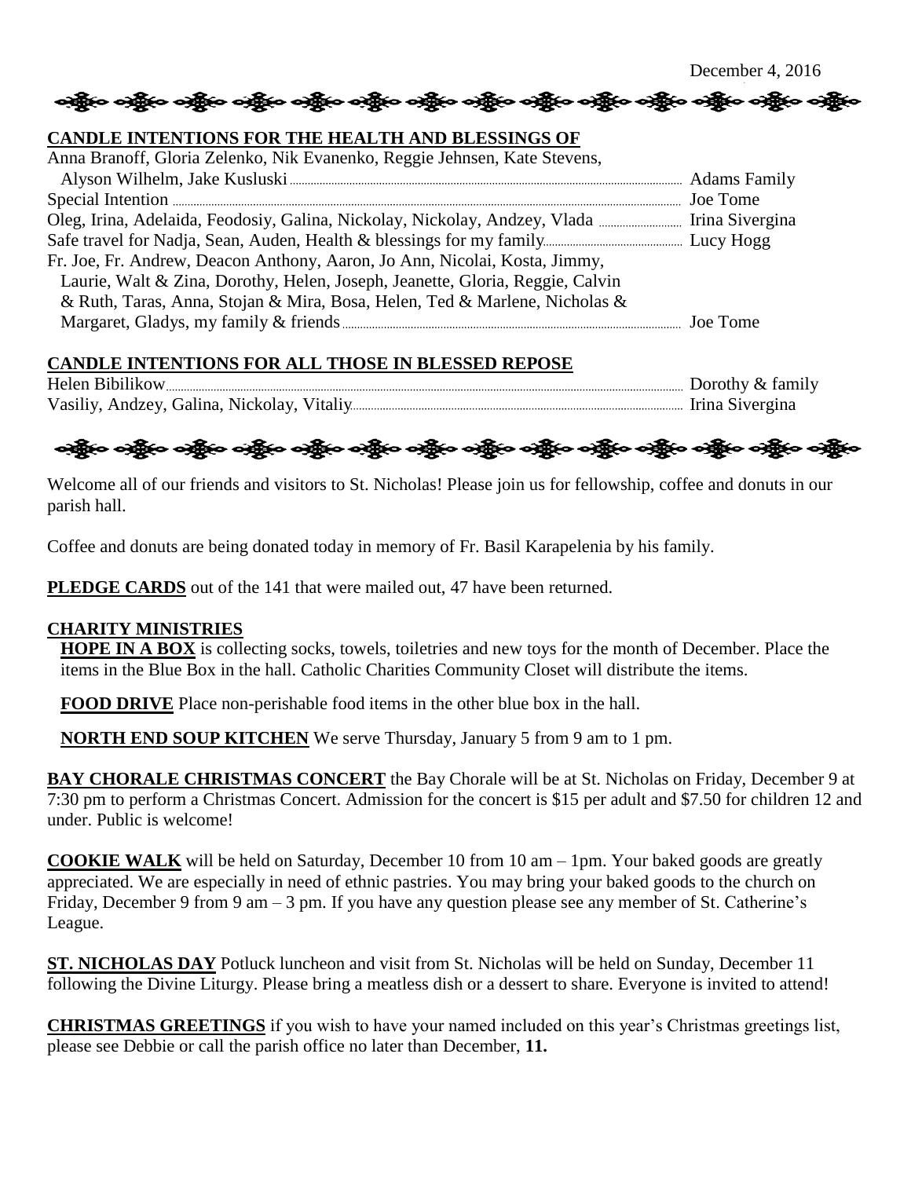December 4, 2016

**CANDLE INTENTIONS FOR THE HEALTH AND BLESSINGS OF**

Anna Branoff, Gloria Zelenko, Nik Evanenko, Reggie Jehnsen, Kate Stevens, Alyson Wilhelm, Jake Kusluski ........ Adams Family
Special Intention ........ Joe Tome
Oleg, Irina, Adelaida, Feodosiy, Galina, Nickolay, Nickolay, Andzey, Vlada ........ Irina Sivergina
Safe travel for Nadja, Sean, Auden, Health & blessings for my family........ Lucy Hogg
Fr. Joe, Fr. Andrew, Deacon Anthony, Aaron, Jo Ann, Nicolai, Kosta, Jimmy, Laurie, Walt & Zina, Dorothy, Helen, Joseph, Jeanette, Gloria, Reggie, Calvin & Ruth, Taras, Anna, Stojan & Mira, Bosa, Helen, Ted & Marlene, Nicholas & Margaret, Gladys, my family & friends ........ Joe Tome

**CANDLE INTENTIONS FOR ALL THOSE IN BLESSED REPOSE**

Helen Bibilikow........ Dorothy & family
Vasiliy, Andzey, Galina, Nickolay, Vitaliy........ Irina Sivergina

Welcome all of our friends and visitors to St. Nicholas! Please join us for fellowship, coffee and donuts in our parish hall.

Coffee and donuts are being donated today in memory of Fr. Basil Karapelenia by his family.

**PLEDGE CARDS** out of the 141 that were mailed out, 47 have been returned.

**CHARITY MINISTRIES**

**HOPE IN A BOX** is collecting socks, towels, toiletries and new toys for the month of December. Place the items in the Blue Box in the hall. Catholic Charities Community Closet will distribute the items.

**FOOD DRIVE** Place non-perishable food items in the other blue box in the hall.

**NORTH END SOUP KITCHEN** We serve Thursday, January 5 from 9 am to 1 pm.

**BAY CHORALE CHRISTMAS CONCERT** the Bay Chorale will be at St. Nicholas on Friday, December 9 at 7:30 pm to perform a Christmas Concert. Admission for the concert is $15 per adult and $7.50 for children 12 and under. Public is welcome!

**COOKIE WALK** will be held on Saturday, December 10 from 10 am – 1pm. Your baked goods are greatly appreciated. We are especially in need of ethnic pastries. You may bring your baked goods to the church on Friday, December 9 from 9 am – 3 pm. If you have any question please see any member of St. Catherine's League.

**ST. NICHOLAS DAY** Potluck luncheon and visit from St. Nicholas will be held on Sunday, December 11 following the Divine Liturgy. Please bring a meatless dish or a dessert to share. Everyone is invited to attend!

**CHRISTMAS GREETINGS** if you wish to have your named included on this year's Christmas greetings list, please see Debbie or call the parish office no later than December, **11.**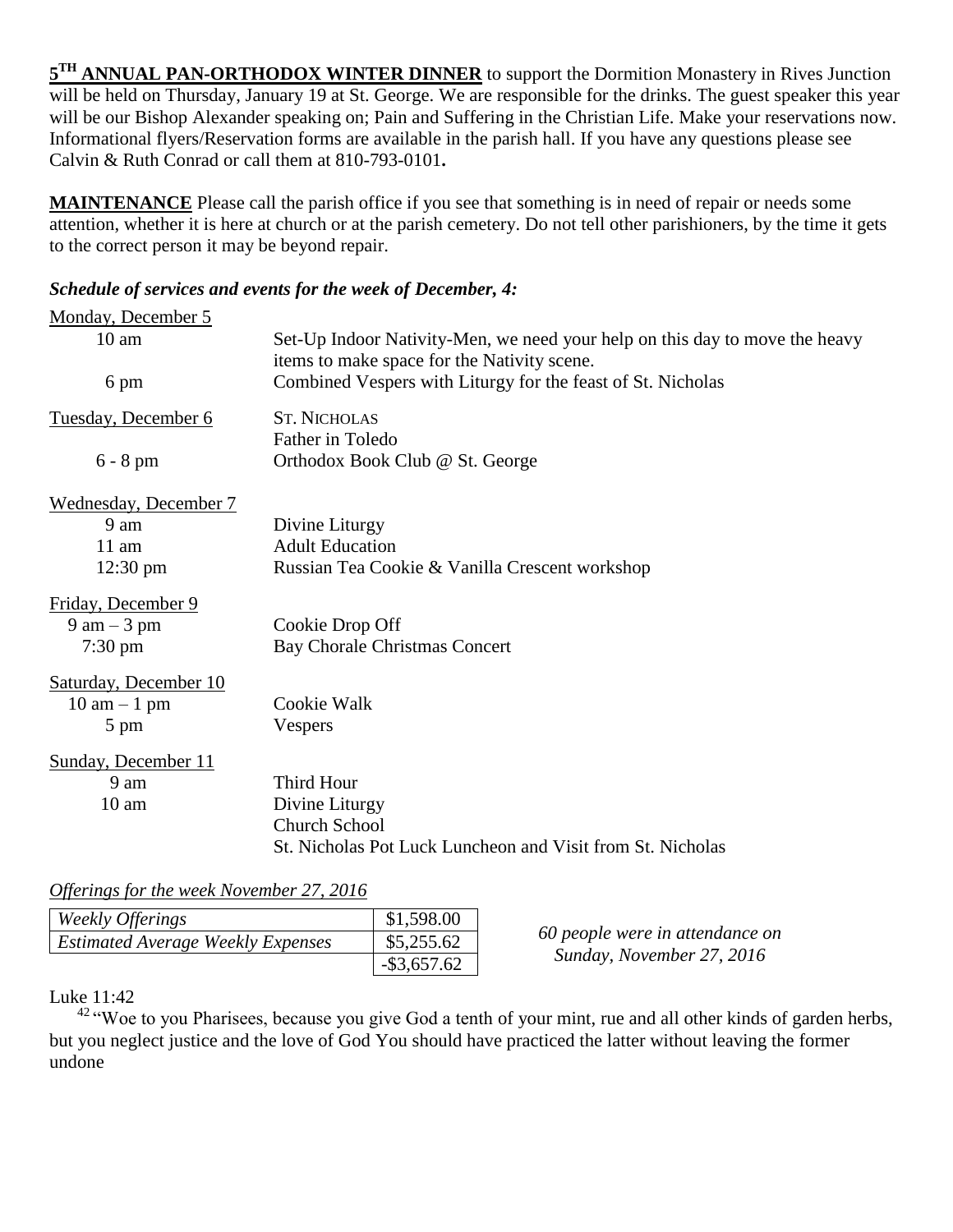**5TH ANNUAL PAN-ORTHODOX WINTER DINNER** to support the Dormition Monastery in Rives Junction will be held on Thursday, January 19 at St. George. We are responsible for the drinks. The guest speaker this year will be our Bishop Alexander speaking on; Pain and Suffering in the Christian Life. Make your reservations now. Informational flyers/Reservation forms are available in the parish hall. If you have any questions please see Calvin & Ruth Conrad or call them at 810-793-0101**.**

**MAINTENANCE** Please call the parish office if you see that something is in need of repair or needs some attention, whether it is here at church or at the parish cemetery. Do not tell other parishioners, by the time it gets to the correct person it may be beyond repair.

***Schedule of services and events for the week of December, 4:***

Monday, December 5

- 10 am — Set-Up Indoor Nativity-Men, we need your help on this day to move the heavy items to make space for the Nativity scene.
- 6 pm — Combined Vespers with Liturgy for the feast of St. Nicholas

Tuesday, December 6 — ST. NICHOLAS

- Father in Toledo
- 6 - 8 pm — Orthodox Book Club @ St. George

Wednesday, December 7

- 9 am — Divine Liturgy
- 11 am — Adult Education
- 12:30 pm — Russian Tea Cookie & Vanilla Crescent workshop

Friday, December 9

- 9 am – 3 pm — Cookie Drop Off
- 7:30 pm — Bay Chorale Christmas Concert

Saturday, December 10

- 10 am – 1 pm — Cookie Walk
- 5 pm — Vespers

Sunday, December 11

- 9 am — Third Hour
- 10 am — Divine Liturgy
- Church School
- St. Nicholas Pot Luck Luncheon and Visit from St. Nicholas

*Offerings for the week November 27, 2016*

| | |
|---|---|
| *Weekly Offerings* | $1,598.00 |
| *Estimated Average Weekly Expenses* | $5,255.62 |
| | -$3,657.62 |

*60 people were in attendance on Sunday, November 27, 2016*

Luke 11:42

[42] "Woe to you Pharisees, because you give God a tenth of your mint, rue and all other kinds of garden herbs, but you neglect justice and the love of God You should have practiced the latter without leaving the former undone